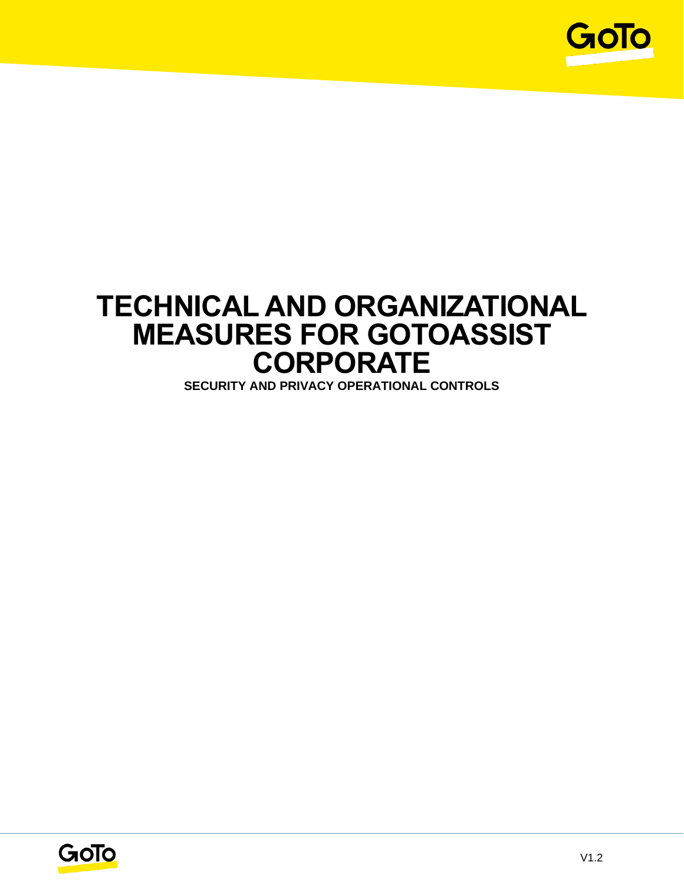# TECHNICAL AND ORGANIZATIONAL MEASURES FOR GOTOASSIST CORPORATE

**SECURITY AND PRIVACY OPERATIONAL CONTROLS**

V1.2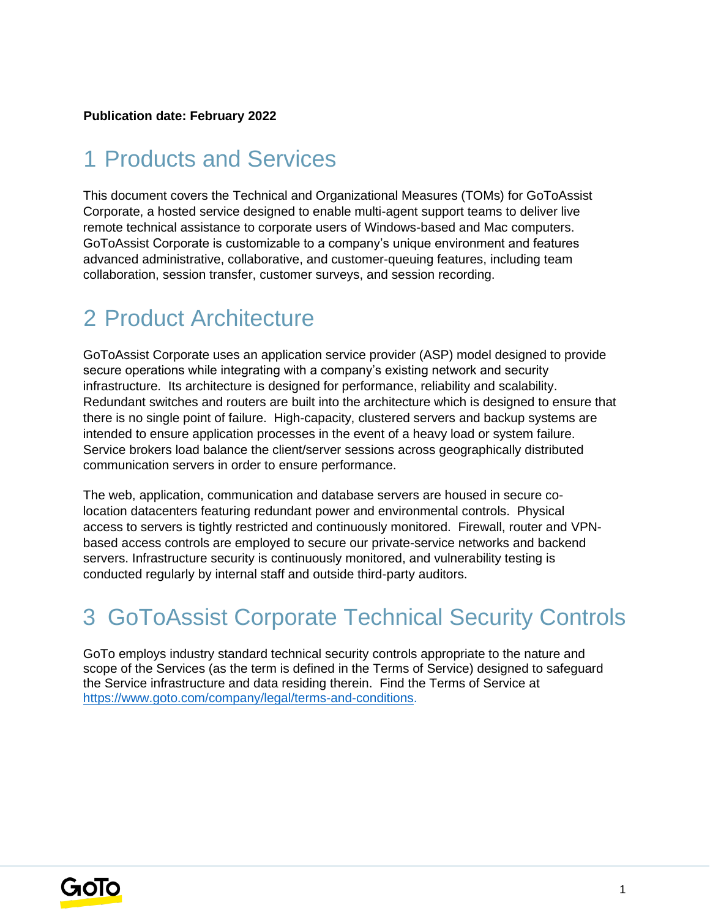**Publication date: February 2022**

# 1 Products and Services

This document covers the Technical and Organizational Measures (TOMs) for GoToAssist Corporate, a hosted service designed to enable multi-agent support teams to deliver live remote technical assistance to corporate users of Windows-based and Mac computers. GoToAssist Corporate is customizable to a company's unique environment and features advanced administrative, collaborative, and customer-queuing features, including team collaboration, session transfer, customer surveys, and session recording.

# 2 Product Architecture

GoToAssist Corporate uses an application service provider (ASP) model designed to provide secure operations while integrating with a company's existing network and security infrastructure. Its architecture is designed for performance, reliability and scalability. Redundant switches and routers are built into the architecture which is designed to ensure that there is no single point of failure. High-capacity, clustered servers and backup systems are intended to ensure application processes in the event of a heavy load or system failure. Service brokers load balance the client/server sessions across geographically distributed communication servers in order to ensure performance.

The web, application, communication and database servers are housed in secure co-location datacenters featuring redundant power and environmental controls. Physical access to servers is tightly restricted and continuously monitored. Firewall, router and VPN-based access controls are employed to secure our private-service networks and backend servers. Infrastructure security is continuously monitored, and vulnerability testing is conducted regularly by internal staff and outside third-party auditors.

# 3 GoToAssist Corporate Technical Security Controls

GoTo employs industry standard technical security controls appropriate to the nature and scope of the Services (as the term is defined in the Terms of Service) designed to safeguard the Service infrastructure and data residing therein. Find the Terms of Service at https://www.goto.com/company/legal/terms-and-conditions.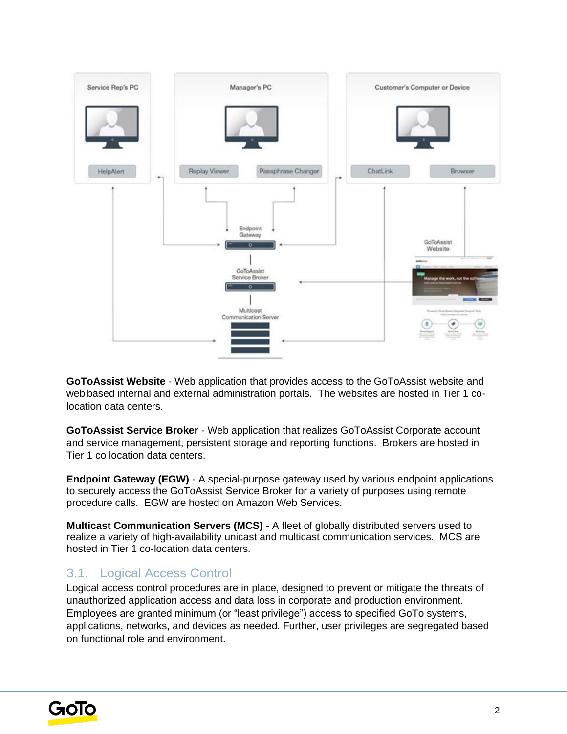**GoToAssist Website** - Web application that provides access to the GoToAssist website and web based internal and external administration portals. The websites are hosted in Tier 1 co-location data centers.

**GoToAssist Service Broker** - Web application that realizes GoToAssist Corporate account and service management, persistent storage and reporting functions. Brokers are hosted in Tier 1 co location data centers.

**Endpoint Gateway (EGW)** - A special-purpose gateway used by various endpoint applications to securely access the GoToAssist Service Broker for a variety of purposes using remote procedure calls. EGW are hosted on Amazon Web Services.

**Multicast Communication Servers (MCS)** - A fleet of globally distributed servers used to realize a variety of high-availability unicast and multicast communication services. MCS are hosted in Tier 1 co-location data centers.

## 3.1. Logical Access Control

Logical access control procedures are in place, designed to prevent or mitigate the threats of unauthorized application access and data loss in corporate and production environment. Employees are granted minimum (or “least privilege”) access to specified GoTo systems, applications, networks, and devices as needed. Further, user privileges are segregated based on functional role and environment.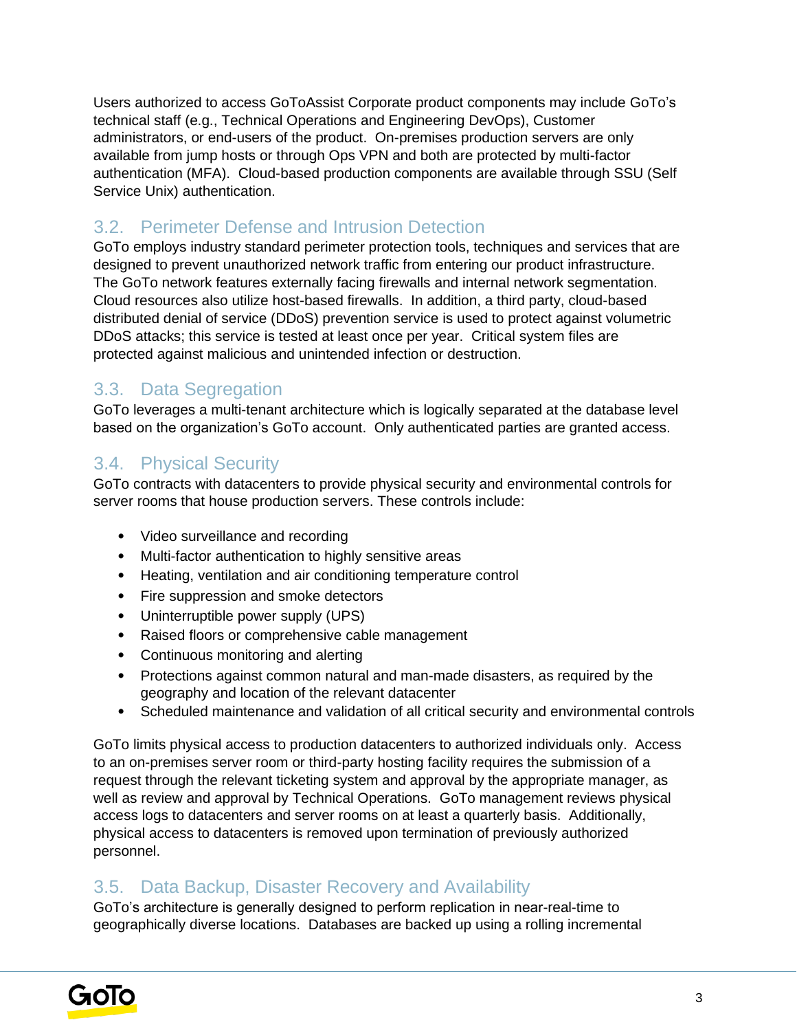Users authorized to access GoToAssist Corporate product components may include GoTo's technical staff (e.g., Technical Operations and Engineering DevOps), Customer administrators, or end-users of the product. On-premises production servers are only available from jump hosts or through Ops VPN and both are protected by multi-factor authentication (MFA). Cloud-based production components are available through SSU (Self Service Unix) authentication.

## 3.2. Perimeter Defense and Intrusion Detection

GoTo employs industry standard perimeter protection tools, techniques and services that are designed to prevent unauthorized network traffic from entering our product infrastructure. The GoTo network features externally facing firewalls and internal network segmentation. Cloud resources also utilize host-based firewalls. In addition, a third party, cloud-based distributed denial of service (DDoS) prevention service is used to protect against volumetric DDoS attacks; this service is tested at least once per year. Critical system files are protected against malicious and unintended infection or destruction.

## 3.3. Data Segregation

GoTo leverages a multi-tenant architecture which is logically separated at the database level based on the organization's GoTo account. Only authenticated parties are granted access.

## 3.4. Physical Security

GoTo contracts with datacenters to provide physical security and environmental controls for server rooms that house production servers. These controls include:

- Video surveillance and recording
- Multi-factor authentication to highly sensitive areas
- Heating, ventilation and air conditioning temperature control
- Fire suppression and smoke detectors
- Uninterruptible power supply (UPS)
- Raised floors or comprehensive cable management
- Continuous monitoring and alerting
- Protections against common natural and man-made disasters, as required by the geography and location of the relevant datacenter
- Scheduled maintenance and validation of all critical security and environmental controls

GoTo limits physical access to production datacenters to authorized individuals only. Access to an on-premises server room or third-party hosting facility requires the submission of a request through the relevant ticketing system and approval by the appropriate manager, as well as review and approval by Technical Operations. GoTo management reviews physical access logs to datacenters and server rooms on at least a quarterly basis. Additionally, physical access to datacenters is removed upon termination of previously authorized personnel.

## 3.5. Data Backup, Disaster Recovery and Availability

GoTo's architecture is generally designed to perform replication in near-real-time to geographically diverse locations. Databases are backed up using a rolling incremental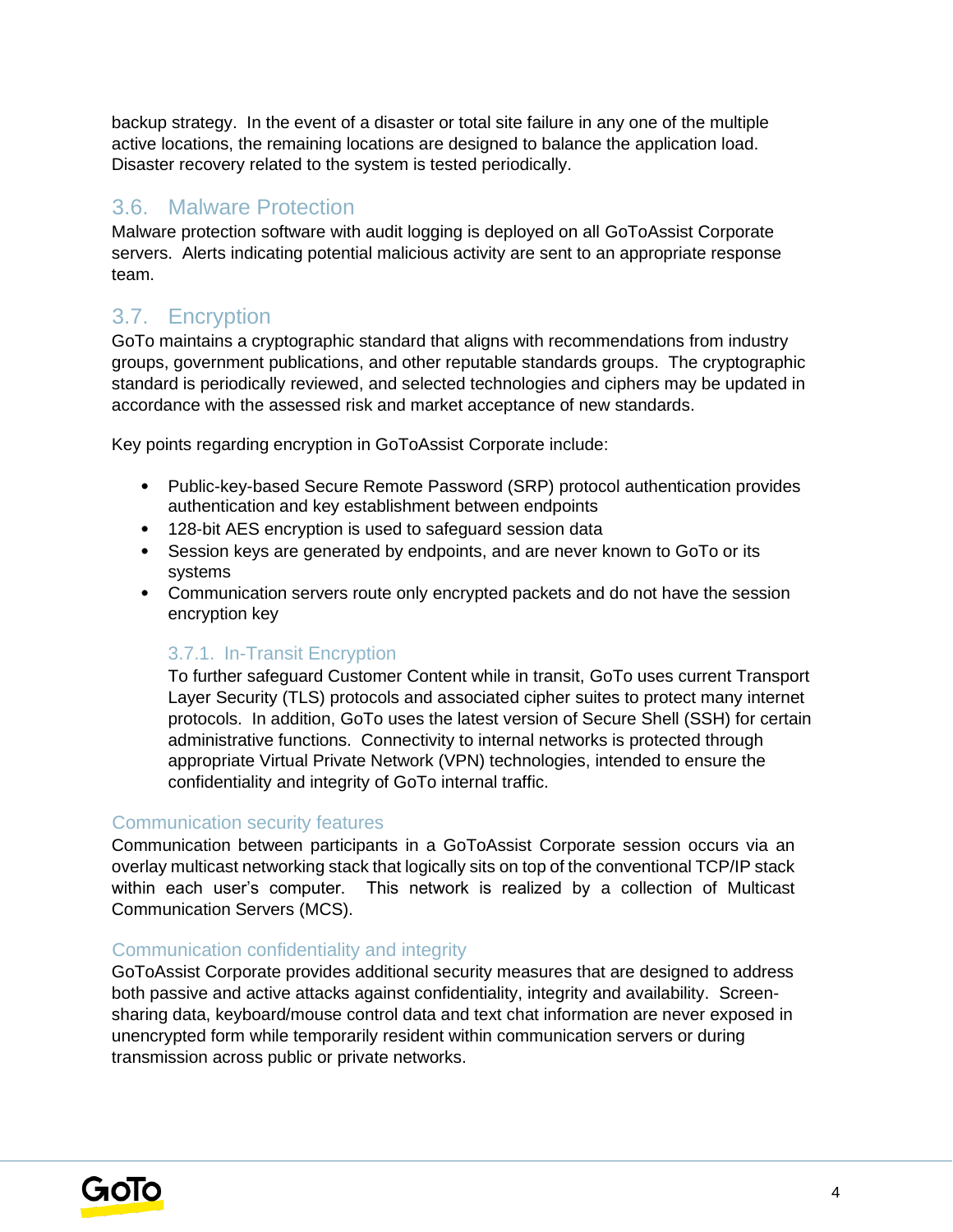backup strategy. In the event of a disaster or total site failure in any one of the multiple active locations, the remaining locations are designed to balance the application load. Disaster recovery related to the system is tested periodically.

## 3.6. Malware Protection

Malware protection software with audit logging is deployed on all GoToAssist Corporate servers. Alerts indicating potential malicious activity are sent to an appropriate response team.

## 3.7. Encryption

GoTo maintains a cryptographic standard that aligns with recommendations from industry groups, government publications, and other reputable standards groups. The cryptographic standard is periodically reviewed, and selected technologies and ciphers may be updated in accordance with the assessed risk and market acceptance of new standards.

Key points regarding encryption in GoToAssist Corporate include:

- Public-key-based Secure Remote Password (SRP) protocol authentication provides authentication and key establishment between endpoints
- 128-bit AES encryption is used to safeguard session data
- Session keys are generated by endpoints, and are never known to GoTo or its systems
- Communication servers route only encrypted packets and do not have the session encryption key

### 3.7.1. In-Transit Encryption

To further safeguard Customer Content while in transit, GoTo uses current Transport Layer Security (TLS) protocols and associated cipher suites to protect many internet protocols. In addition, GoTo uses the latest version of Secure Shell (SSH) for certain administrative functions. Connectivity to internal networks is protected through appropriate Virtual Private Network (VPN) technologies, intended to ensure the confidentiality and integrity of GoTo internal traffic.

### Communication security features

Communication between participants in a GoToAssist Corporate session occurs via an overlay multicast networking stack that logically sits on top of the conventional TCP/IP stack within each user's computer. This network is realized by a collection of Multicast Communication Servers (MCS).

### Communication confidentiality and integrity

GoToAssist Corporate provides additional security measures that are designed to address both passive and active attacks against confidentiality, integrity and availability. Screen-sharing data, keyboard/mouse control data and text chat information are never exposed in unencrypted form while temporarily resident within communication servers or during transmission across public or private networks.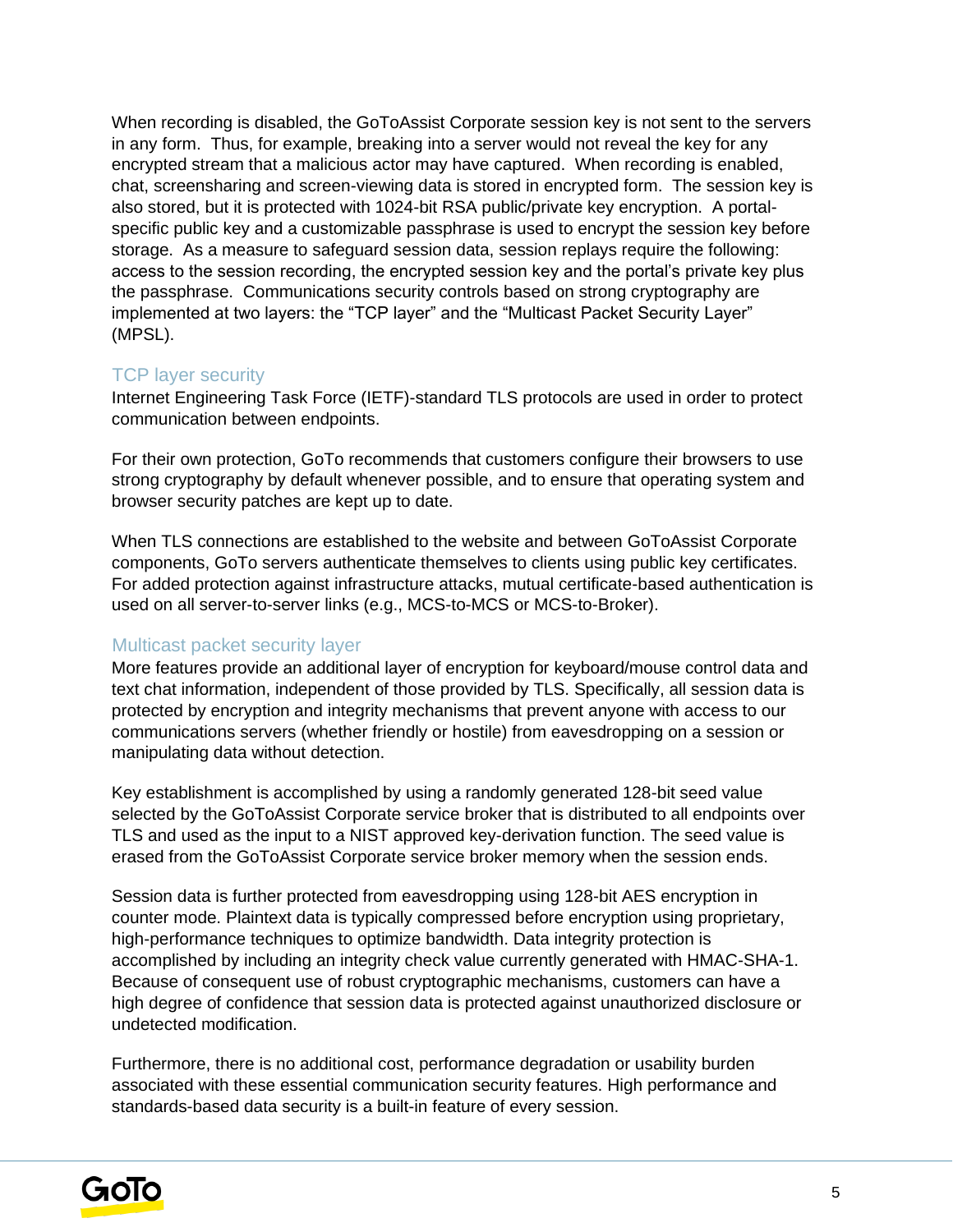When recording is disabled, the GoToAssist Corporate session key is not sent to the servers in any form. Thus, for example, breaking into a server would not reveal the key for any encrypted stream that a malicious actor may have captured. When recording is enabled, chat, screensharing and screen-viewing data is stored in encrypted form. The session key is also stored, but it is protected with 1024-bit RSA public/private key encryption. A portal-specific public key and a customizable passphrase is used to encrypt the session key before storage. As a measure to safeguard session data, session replays require the following: access to the session recording, the encrypted session key and the portal's private key plus the passphrase. Communications security controls based on strong cryptography are implemented at two layers: the "TCP layer" and the "Multicast Packet Security Layer" (MPSL).

### TCP layer security

Internet Engineering Task Force (IETF)-standard TLS protocols are used in order to protect communication between endpoints.

For their own protection, GoTo recommends that customers configure their browsers to use strong cryptography by default whenever possible, and to ensure that operating system and browser security patches are kept up to date.

When TLS connections are established to the website and between GoToAssist Corporate components, GoTo servers authenticate themselves to clients using public key certificates. For added protection against infrastructure attacks, mutual certificate-based authentication is used on all server-to-server links (e.g., MCS-to-MCS or MCS-to-Broker).

### Multicast packet security layer

More features provide an additional layer of encryption for keyboard/mouse control data and text chat information, independent of those provided by TLS. Specifically, all session data is protected by encryption and integrity mechanisms that prevent anyone with access to our communications servers (whether friendly or hostile) from eavesdropping on a session or manipulating data without detection.

Key establishment is accomplished by using a randomly generated 128-bit seed value selected by the GoToAssist Corporate service broker that is distributed to all endpoints over TLS and used as the input to a NIST approved key-derivation function. The seed value is erased from the GoToAssist Corporate service broker memory when the session ends.

Session data is further protected from eavesdropping using 128-bit AES encryption in counter mode. Plaintext data is typically compressed before encryption using proprietary, high-performance techniques to optimize bandwidth. Data integrity protection is accomplished by including an integrity check value currently generated with HMAC-SHA-1. Because of consequent use of robust cryptographic mechanisms, customers can have a high degree of confidence that session data is protected against unauthorized disclosure or undetected modification.

Furthermore, there is no additional cost, performance degradation or usability burden associated with these essential communication security features. High performance and standards-based data security is a built-in feature of every session.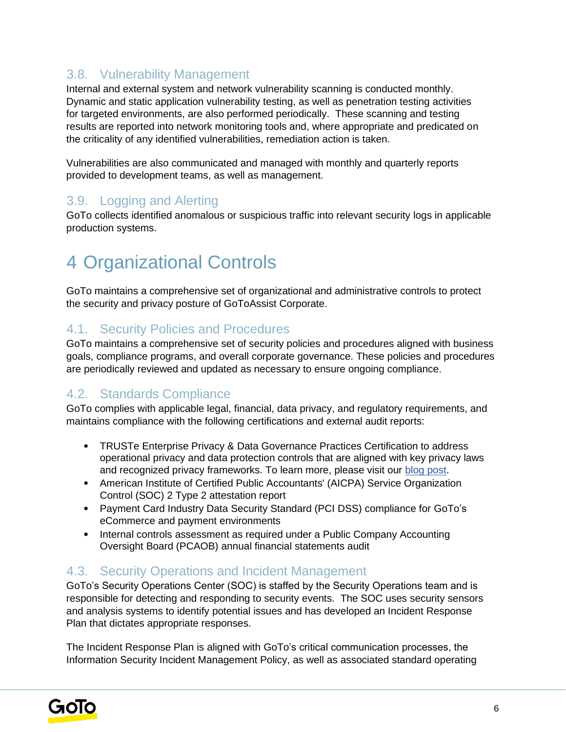### 3.8. Vulnerability Management

Internal and external system and network vulnerability scanning is conducted monthly. Dynamic and static application vulnerability testing, as well as penetration testing activities for targeted environments, are also performed periodically. These scanning and testing results are reported into network monitoring tools and, where appropriate and predicated on the criticality of any identified vulnerabilities, remediation action is taken.

Vulnerabilities are also communicated and managed with monthly and quarterly reports provided to development teams, as well as management.

### 3.9. Logging and Alerting

GoTo collects identified anomalous or suspicious traffic into relevant security logs in applicable production systems.

# 4 Organizational Controls

GoTo maintains a comprehensive set of organizational and administrative controls to protect the security and privacy posture of GoToAssist Corporate.

### 4.1. Security Policies and Procedures

GoTo maintains a comprehensive set of security policies and procedures aligned with business goals, compliance programs, and overall corporate governance. These policies and procedures are periodically reviewed and updated as necessary to ensure ongoing compliance.

### 4.2. Standards Compliance

GoTo complies with applicable legal, financial, data privacy, and regulatory requirements, and maintains compliance with the following certifications and external audit reports:

- TRUSTe Enterprise Privacy & Data Governance Practices Certification to address operational privacy and data protection controls that are aligned with key privacy laws and recognized privacy frameworks. To learn more, please visit our blog post.
- American Institute of Certified Public Accountants' (AICPA) Service Organization Control (SOC) 2 Type 2 attestation report
- Payment Card Industry Data Security Standard (PCI DSS) compliance for GoTo's eCommerce and payment environments
- Internal controls assessment as required under a Public Company Accounting Oversight Board (PCAOB) annual financial statements audit

### 4.3. Security Operations and Incident Management

GoTo's Security Operations Center (SOC) is staffed by the Security Operations team and is responsible for detecting and responding to security events. The SOC uses security sensors and analysis systems to identify potential issues and has developed an Incident Response Plan that dictates appropriate responses.

The Incident Response Plan is aligned with GoTo's critical communication processes, the Information Security Incident Management Policy, as well as associated standard operating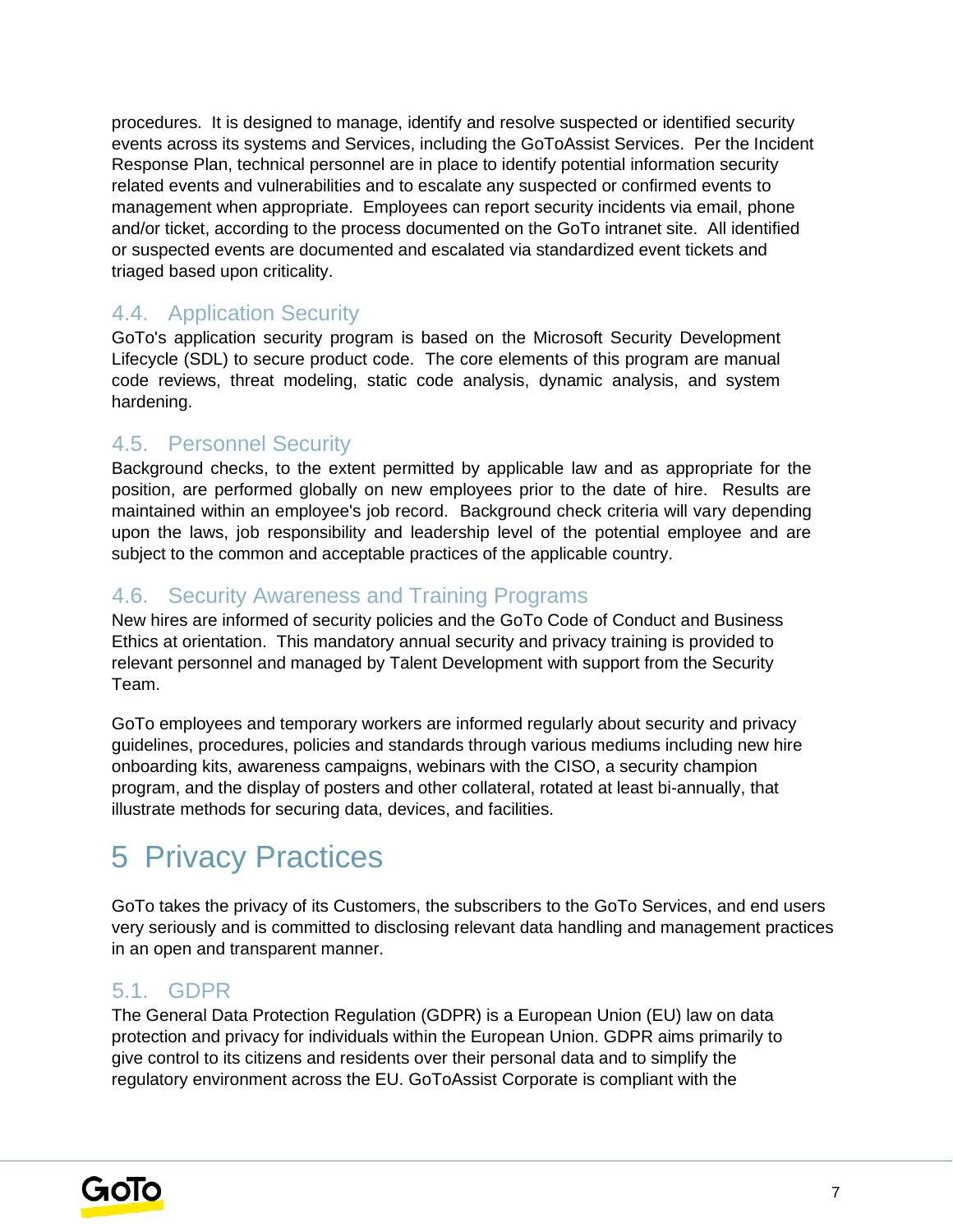procedures. It is designed to manage, identify and resolve suspected or identified security events across its systems and Services, including the GoToAssist Services. Per the Incident Response Plan, technical personnel are in place to identify potential information security related events and vulnerabilities and to escalate any suspected or confirmed events to management when appropriate. Employees can report security incidents via email, phone and/or ticket, according to the process documented on the GoTo intranet site. All identified or suspected events are documented and escalated via standardized event tickets and triaged based upon criticality.

## 4.4. Application Security

GoTo's application security program is based on the Microsoft Security Development Lifecycle (SDL) to secure product code. The core elements of this program are manual code reviews, threat modeling, static code analysis, dynamic analysis, and system hardening.

## 4.5. Personnel Security

Background checks, to the extent permitted by applicable law and as appropriate for the position, are performed globally on new employees prior to the date of hire. Results are maintained within an employee's job record. Background check criteria will vary depending upon the laws, job responsibility and leadership level of the potential employee and are subject to the common and acceptable practices of the applicable country.

## 4.6. Security Awareness and Training Programs

New hires are informed of security policies and the GoTo Code of Conduct and Business Ethics at orientation. This mandatory annual security and privacy training is provided to relevant personnel and managed by Talent Development with support from the Security Team.

GoTo employees and temporary workers are informed regularly about security and privacy guidelines, procedures, policies and standards through various mediums including new hire onboarding kits, awareness campaigns, webinars with the CISO, a security champion program, and the display of posters and other collateral, rotated at least bi-annually, that illustrate methods for securing data, devices, and facilities.

# 5 Privacy Practices

GoTo takes the privacy of its Customers, the subscribers to the GoTo Services, and end users very seriously and is committed to disclosing relevant data handling and management practices in an open and transparent manner.

## 5.1. GDPR

The General Data Protection Regulation (GDPR) is a European Union (EU) law on data protection and privacy for individuals within the European Union. GDPR aims primarily to give control to its citizens and residents over their personal data and to simplify the regulatory environment across the EU. GoToAssist Corporate is compliant with the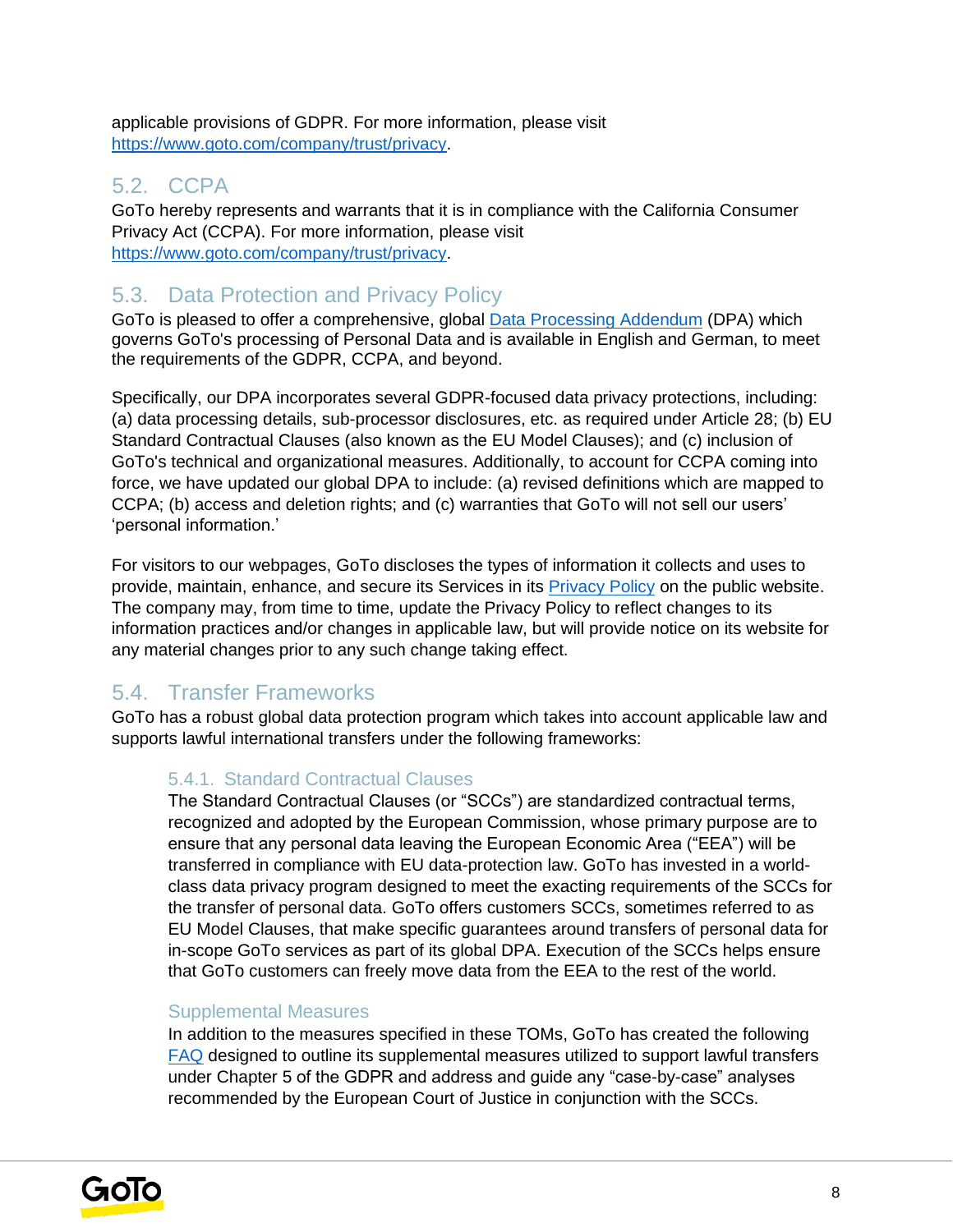applicable provisions of GDPR. For more information, please visit https://www.goto.com/company/trust/privacy.

## 5.2. CCPA

GoTo hereby represents and warrants that it is in compliance with the California Consumer Privacy Act (CCPA). For more information, please visit https://www.goto.com/company/trust/privacy.

## 5.3. Data Protection and Privacy Policy

GoTo is pleased to offer a comprehensive, global Data Processing Addendum (DPA) which governs GoTo's processing of Personal Data and is available in English and German, to meet the requirements of the GDPR, CCPA, and beyond.

Specifically, our DPA incorporates several GDPR-focused data privacy protections, including: (a) data processing details, sub-processor disclosures, etc. as required under Article 28; (b) EU Standard Contractual Clauses (also known as the EU Model Clauses); and (c) inclusion of GoTo's technical and organizational measures. Additionally, to account for CCPA coming into force, we have updated our global DPA to include: (a) revised definitions which are mapped to CCPA; (b) access and deletion rights; and (c) warranties that GoTo will not sell our users' 'personal information.'

For visitors to our webpages, GoTo discloses the types of information it collects and uses to provide, maintain, enhance, and secure its Services in its Privacy Policy on the public website. The company may, from time to time, update the Privacy Policy to reflect changes to its information practices and/or changes in applicable law, but will provide notice on its website for any material changes prior to any such change taking effect.

## 5.4. Transfer Frameworks

GoTo has a robust global data protection program which takes into account applicable law and supports lawful international transfers under the following frameworks:

### 5.4.1. Standard Contractual Clauses

The Standard Contractual Clauses (or "SCCs") are standardized contractual terms, recognized and adopted by the European Commission, whose primary purpose are to ensure that any personal data leaving the European Economic Area ("EEA") will be transferred in compliance with EU data-protection law. GoTo has invested in a world-class data privacy program designed to meet the exacting requirements of the SCCs for the transfer of personal data. GoTo offers customers SCCs, sometimes referred to as EU Model Clauses, that make specific guarantees around transfers of personal data for in-scope GoTo services as part of its global DPA. Execution of the SCCs helps ensure that GoTo customers can freely move data from the EEA to the rest of the world.

### Supplemental Measures

In addition to the measures specified in these TOMs, GoTo has created the following FAQ designed to outline its supplemental measures utilized to support lawful transfers under Chapter 5 of the GDPR and address and guide any "case-by-case" analyses recommended by the European Court of Justice in conjunction with the SCCs.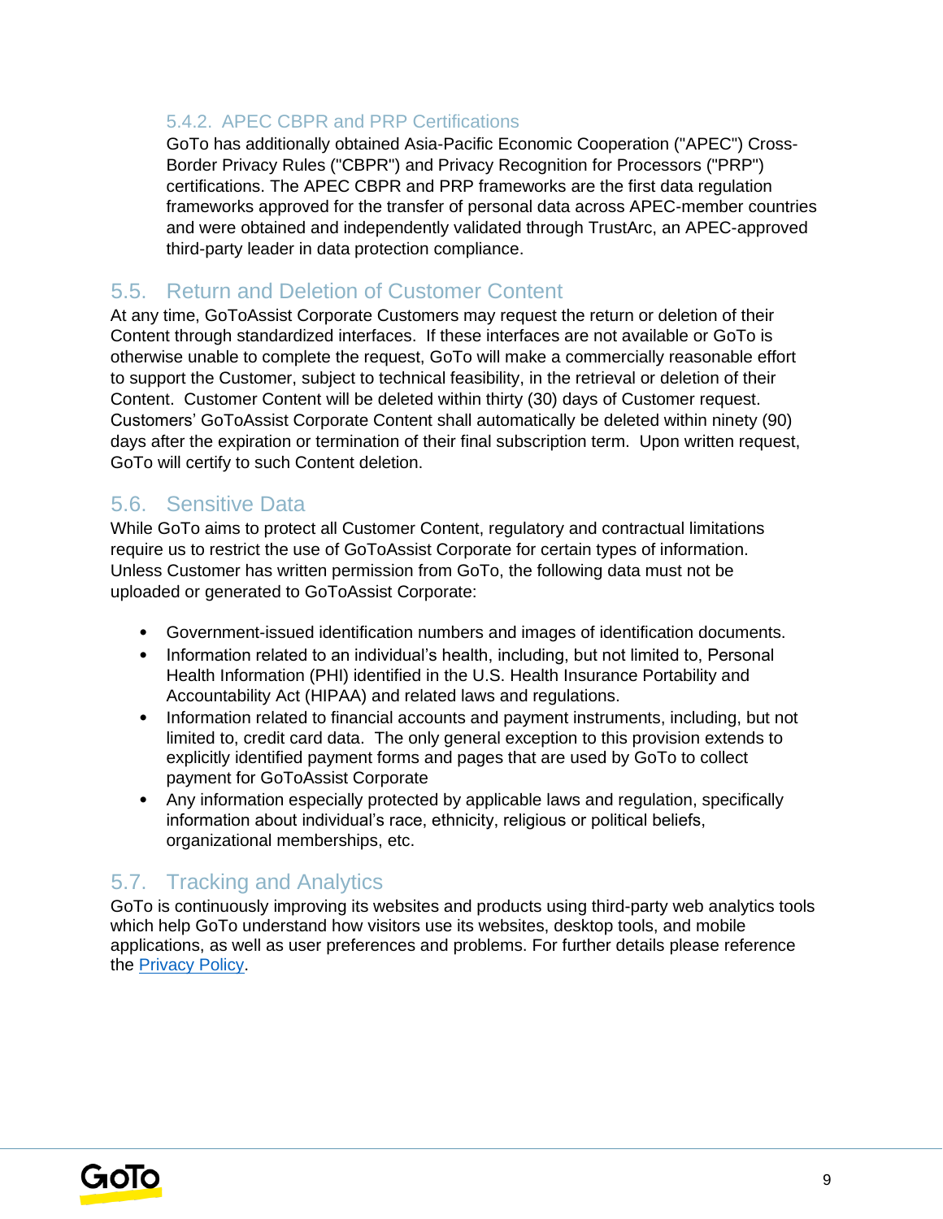#### 5.4.2. APEC CBPR and PRP Certifications

GoTo has additionally obtained Asia-Pacific Economic Cooperation ("APEC") Cross-Border Privacy Rules ("CBPR") and Privacy Recognition for Processors ("PRP") certifications. The APEC CBPR and PRP frameworks are the first data regulation frameworks approved for the transfer of personal data across APEC-member countries and were obtained and independently validated through TrustArc, an APEC-approved third-party leader in data protection compliance.

### 5.5. Return and Deletion of Customer Content

At any time, GoToAssist Corporate Customers may request the return or deletion of their Content through standardized interfaces. If these interfaces are not available or GoTo is otherwise unable to complete the request, GoTo will make a commercially reasonable effort to support the Customer, subject to technical feasibility, in the retrieval or deletion of their Content. Customer Content will be deleted within thirty (30) days of Customer request. Customers' GoToAssist Corporate Content shall automatically be deleted within ninety (90) days after the expiration or termination of their final subscription term. Upon written request, GoTo will certify to such Content deletion.

### 5.6. Sensitive Data

While GoTo aims to protect all Customer Content, regulatory and contractual limitations require us to restrict the use of GoToAssist Corporate for certain types of information. Unless Customer has written permission from GoTo, the following data must not be uploaded or generated to GoToAssist Corporate:

- Government-issued identification numbers and images of identification documents.
- Information related to an individual's health, including, but not limited to, Personal Health Information (PHI) identified in the U.S. Health Insurance Portability and Accountability Act (HIPAA) and related laws and regulations.
- Information related to financial accounts and payment instruments, including, but not limited to, credit card data. The only general exception to this provision extends to explicitly identified payment forms and pages that are used by GoTo to collect payment for GoToAssist Corporate
- Any information especially protected by applicable laws and regulation, specifically information about individual's race, ethnicity, religious or political beliefs, organizational memberships, etc.

### 5.7. Tracking and Analytics

GoTo is continuously improving its websites and products using third-party web analytics tools which help GoTo understand how visitors use its websites, desktop tools, and mobile applications, as well as user preferences and problems. For further details please reference the Privacy Policy.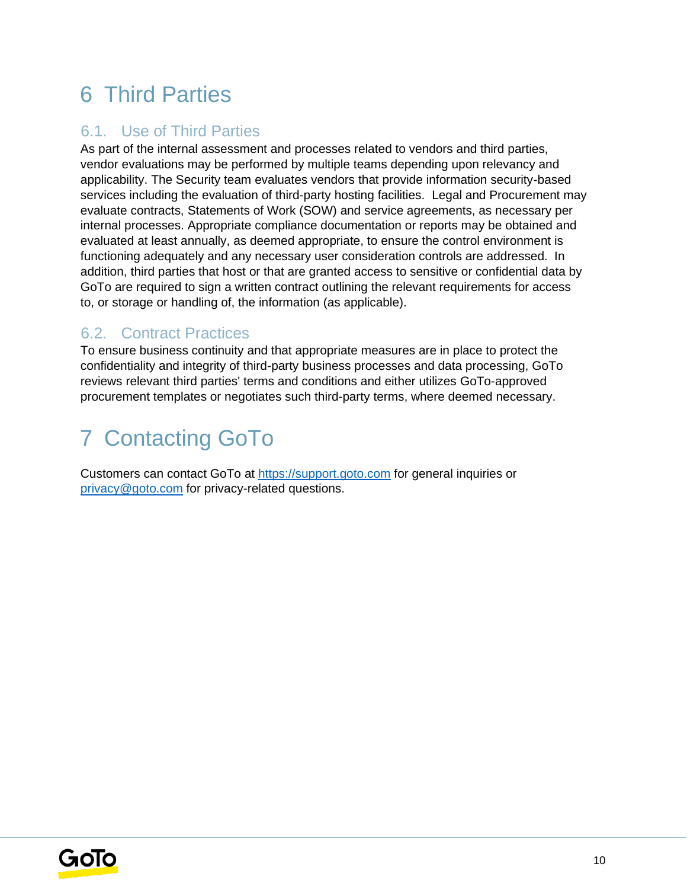# 6 Third Parties

## 6.1. Use of Third Parties

As part of the internal assessment and processes related to vendors and third parties, vendor evaluations may be performed by multiple teams depending upon relevancy and applicability. The Security team evaluates vendors that provide information security-based services including the evaluation of third-party hosting facilities. Legal and Procurement may evaluate contracts, Statements of Work (SOW) and service agreements, as necessary per internal processes. Appropriate compliance documentation or reports may be obtained and evaluated at least annually, as deemed appropriate, to ensure the control environment is functioning adequately and any necessary user consideration controls are addressed. In addition, third parties that host or that are granted access to sensitive or confidential data by GoTo are required to sign a written contract outlining the relevant requirements for access to, or storage or handling of, the information (as applicable).

## 6.2. Contract Practices

To ensure business continuity and that appropriate measures are in place to protect the confidentiality and integrity of third-party business processes and data processing, GoTo reviews relevant third parties' terms and conditions and either utilizes GoTo-approved procurement templates or negotiates such third-party terms, where deemed necessary.

# 7 Contacting GoTo

Customers can contact GoTo at [https://support.goto.com](https://support.goto.com) for general inquiries or [privacy@goto.com](mailto:privacy@goto.com) for privacy-related questions.